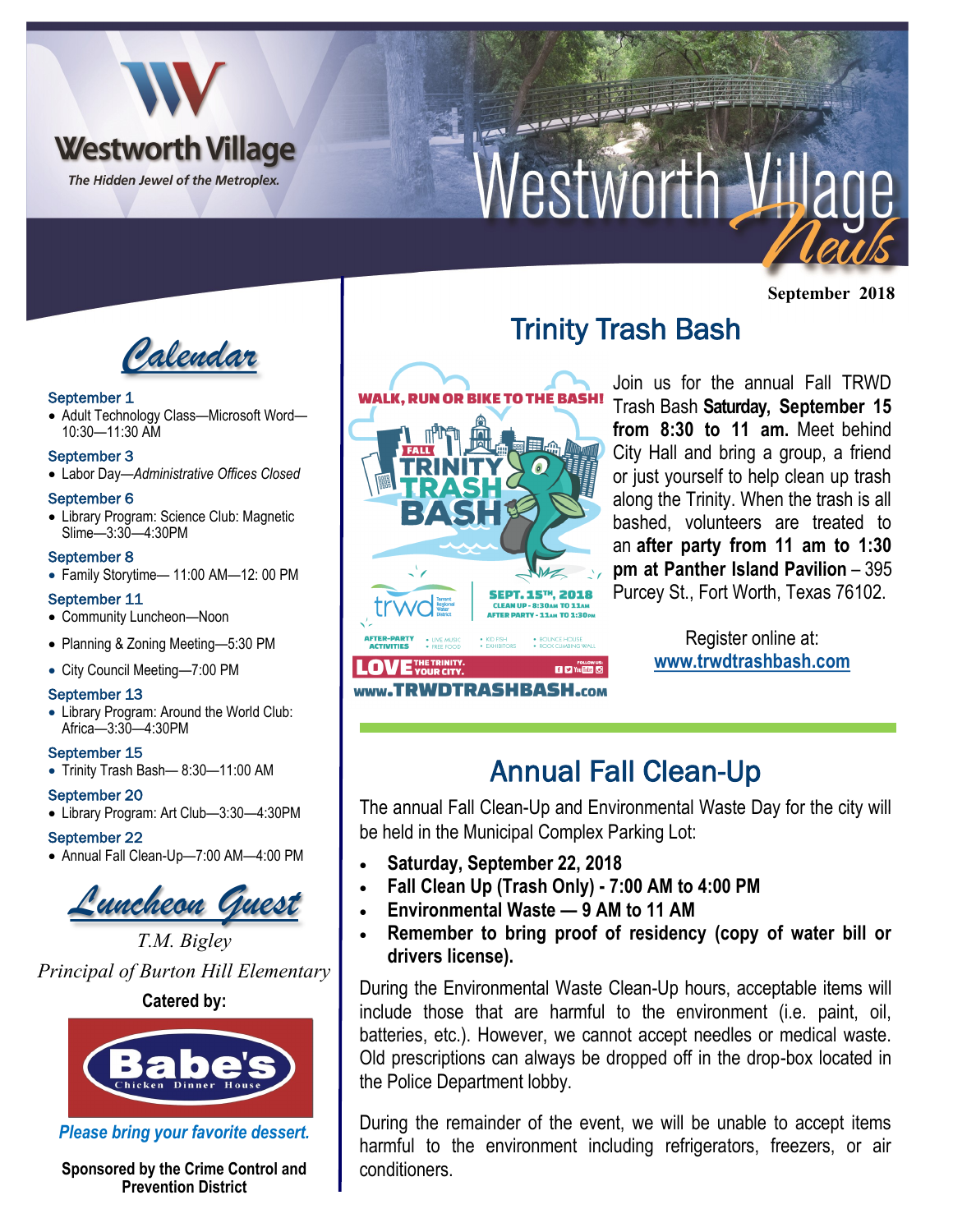# Westworth Village News

Westworth Village
*The Hidden Jewel of the Metroplex.*

**September 2018**

## Calendar

**September 1**
- Adult Technology Class—Microsoft Word—10:30—11:30 AM

**September 3**
- Labor Day—*Administrative Offices Closed*

**September 6**
- Library Program: Science Club: Magnetic Slime—3:30—4:30PM

**September 8**
- Family Storytime— 11:00 AM—12: 00 PM

**September 11**
- Community Luncheon—Noon
- Planning & Zoning Meeting—5:30 PM
- City Council Meeting—7:00 PM

**September 13**
- Library Program: Around the World Club: Africa—3:30—4:30PM

**September 15**
- Trinity Trash Bash— 8:30—11:00 AM

**September 20**
- Library Program: Art Club—3:30—4:30PM

**September 22**
- Annual Fall Clean-Up—7:00 AM—4:00 PM

## Luncheon Guest

*T.M. Bigley*

*Principal of Burton Hill Elementary*

**Catered by:**

Babe's Chicken Dinner House

***Please bring your favorite dessert.***

**Sponsored by the Crime Control and Prevention District**

## Trinity Trash Bash

WALK, RUN OR BIKE TO THE BASH! FALL TRINITY TRASH BASH. SEPT. 15TH, 2018 — CLEAN UP - 8:30AM TO 11AM, AFTER PARTY - 11AM TO 1:30PM. WWW.TRWDTRASHBASH.COM

Join us for the annual Fall TRWD Trash Bash **Saturday, September 15 from 8:30 to 11 am.** Meet behind City Hall and bring a group, a friend or just yourself to help clean up trash along the Trinity. When the trash is all bashed, volunteers are treated to an **after party from 11 am to 1:30 pm at Panther Island Pavilion** – 395 Purcey St., Fort Worth, Texas 76102.

Register online at: www.trwdtrashbash.com

## Annual Fall Clean-Up

The annual Fall Clean-Up and Environmental Waste Day for the city will be held in the Municipal Complex Parking Lot:

- **Saturday, September 22, 2018**
- **Fall Clean Up (Trash Only) - 7:00 AM to 4:00 PM**
- **Environmental Waste — 9 AM to 11 AM**
- **Remember to bring proof of residency (copy of water bill or drivers license).**

During the Environmental Waste Clean-Up hours, acceptable items will include those that are harmful to the environment (i.e. paint, oil, batteries, etc.). However, we cannot accept needles or medical waste. Old prescriptions can always be dropped off in the drop-box located in the Police Department lobby.

During the remainder of the event, we will be unable to accept items harmful to the environment including refrigerators, freezers, or air conditioners.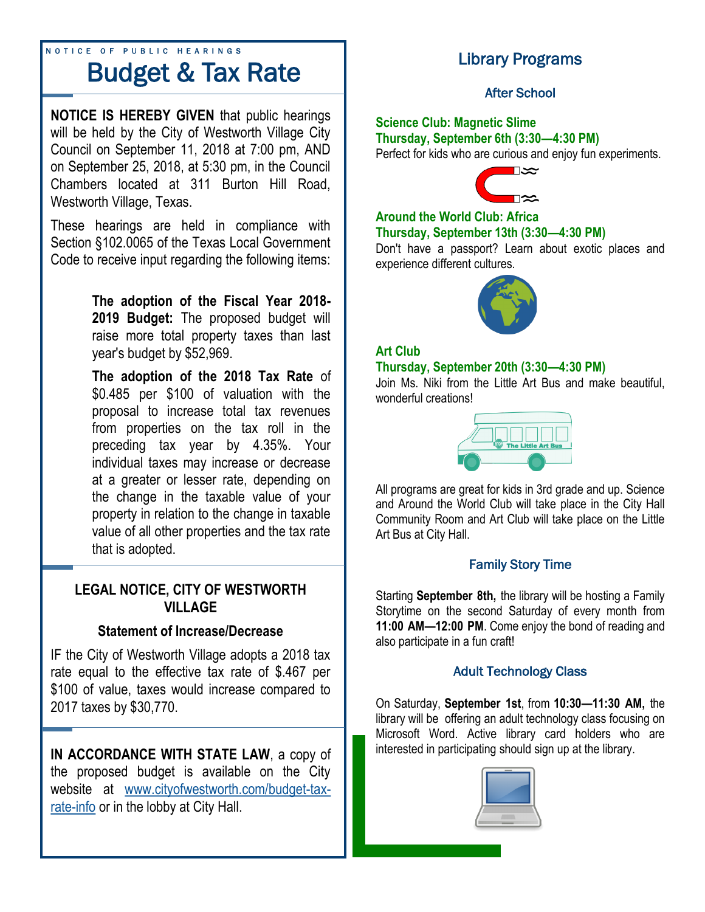NOTICE OF PUBLIC HEARINGS

# Budget & Tax Rate

**NOTICE IS HEREBY GIVEN** that public hearings will be held by the City of Westworth Village City Council on September 11, 2018 at 7:00 pm, AND on September 25, 2018, at 5:30 pm, in the Council Chambers located at 311 Burton Hill Road, Westworth Village, Texas.

These hearings are held in compliance with Section §102.0065 of the Texas Local Government Code to receive input regarding the following items:

**The adoption of the Fiscal Year 2018-2019 Budget:** The proposed budget will raise more total property taxes than last year's budget by $52,969.

**The adoption of the 2018 Tax Rate** of $0.485 per $100 of valuation with the proposal to increase total tax revenues from properties on the tax roll in the preceding tax year by 4.35%. Your individual taxes may increase or decrease at a greater or lesser rate, depending on the change in the taxable value of your property in relation to the change in taxable value of all other properties and the tax rate that is adopted.

## LEGAL NOTICE, CITY OF WESTWORTH VILLAGE

### Statement of Increase/Decrease

IF the City of Westworth Village adopts a 2018 tax rate equal to the effective tax rate of $.467 per $100 of value, taxes would increase compared to 2017 taxes by $30,770.

**IN ACCORDANCE WITH STATE LAW**, a copy of the proposed budget is available on the City website at www.cityofwestworth.com/budget-tax-rate-info or in the lobby at City Hall.

# Library Programs

## After School

**Science Club: Magnetic Slime**
**Thursday, September 6th (3:30—4:30 PM)**
Perfect for kids who are curious and enjoy fun experiments.

**Around the World Club: Africa**
**Thursday, September 13th (3:30—4:30 PM)**
Don't have a passport? Learn about exotic places and experience different cultures.

**Art Club**
**Thursday, September 20th (3:30—4:30 PM)**
Join Ms. Niki from the Little Art Bus and make beautiful, wonderful creations!

All programs are great for kids in 3rd grade and up. Science and Around the World Club will take place in the City Hall Community Room and Art Club will take place on the Little Art Bus at City Hall.

## Family Story Time

Starting **September 8th,** the library will be hosting a Family Storytime on the second Saturday of every month from **11:00 AM—12:00 PM**. Come enjoy the bond of reading and also participate in a fun craft!

## Adult Technology Class

On Saturday, **September 1st**, from **10:30—11:30 AM,** the library will be offering an adult technology class focusing on Microsoft Word. Active library card holders who are interested in participating should sign up at the library.